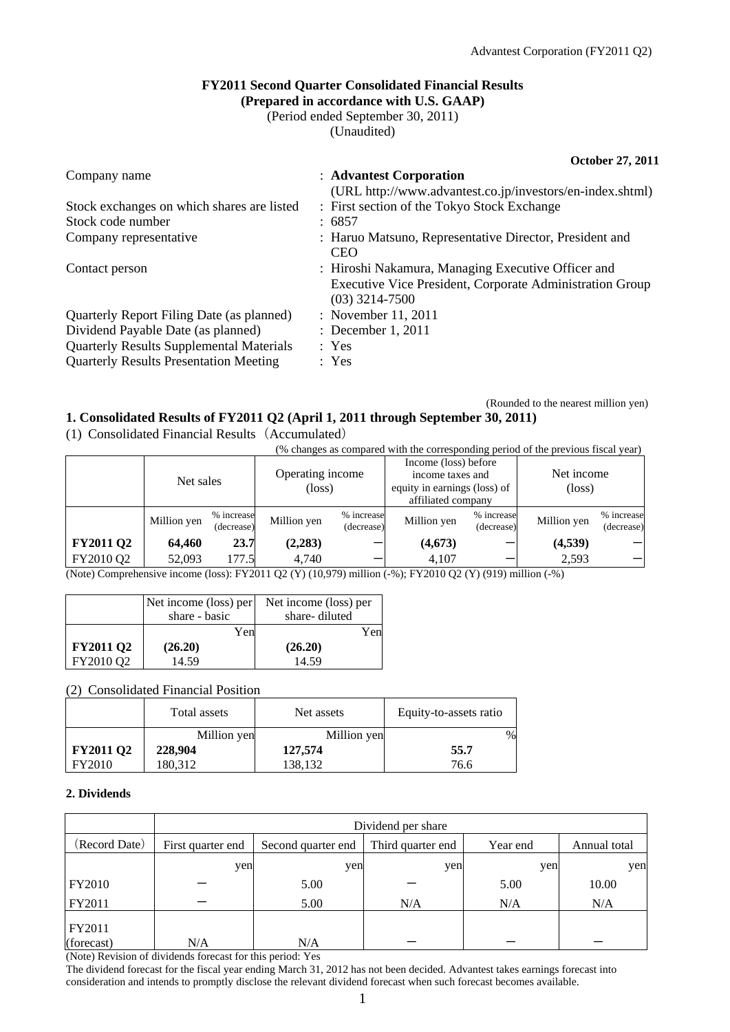## FY2011 Second Quarter Consolidated Financial Results
## (Prepared in accordance with U.S. GAAP)

(Period ended September 30, 2011)
(Unaudited)

**October 27, 2011**

| | |
|---|---|
| Company name | : **Advantest Corporation** (URL http://www.advantest.co.jp/investors/en-index.shtml) |
| Stock exchanges on which shares are listed | : First section of the Tokyo Stock Exchange |
| Stock code number | : 6857 |
| Company representative | : Haruo Matsuno, Representative Director, President and CEO |
| Contact person | : Hiroshi Nakamura, Managing Executive Officer and Executive Vice President, Corporate Administration Group (03) 3214-7500 |
| Quarterly Report Filing Date (as planned) | : November 11, 2011 |
| Dividend Payable Date (as planned) | : December 1, 2011 |
| Quarterly Results Supplemental Materials | : Yes |
| Quarterly Results Presentation Meeting | : Yes |

(Rounded to the nearest million yen)

### 1. Consolidated Results of FY2011 Q2 (April 1, 2011 through September 30, 2011)

(1) Consolidated Financial Results（Accumulated）

(% changes as compared with the corresponding period of the previous fiscal year)

| | Net sales | | Operating income (loss) | | Income (loss) before income taxes and equity in earnings (loss) of affiliated company | | Net income (loss) | |
|---|---|---|---|---|---|---|---|---|
| | Million yen | % increase (decrease) | Million yen | % increase (decrease) | Million yen | % increase (decrease) | Million yen | % increase (decrease) |
| **FY2011 Q2** | **64,460** | **23.7** | **(2,283)** | **－** | **(4,673)** | **－** | **(4,539)** | **－** |
| FY2010 Q2 | 52,093 | 177.5 | 4,740 | － | 4,107 | － | 2,593 | － |

(Note) Comprehensive income (loss): FY2011 Q2 (Y) (10,979) million (-%); FY2010 Q2 (Y) (919) million (-%)

| | Net income (loss) per share - basic | Net income (loss) per share- diluted |
|---|---|---|
| | Yen | Yen |
| **FY2011 Q2** | **(26.20)** | **(26.20)** |
| FY2010 Q2 | 14.59 | 14.59 |

(2) Consolidated Financial Position

| | Total assets | Net assets | Equity-to-assets ratio |
|---|---|---|---|
| | Million yen | Million yen | % |
| **FY2011 Q2** | **228,904** | **127,574** | **55.7** |
| FY2010 | 180,312 | 138,132 | 76.6 |

### 2. Dividends

| | Dividend per share | | | | |
|---|---|---|---|---|---|
| （Record Date） | First quarter end | Second quarter end | Third quarter end | Year end | Annual total |
| | yen | yen | yen | yen | yen |
| FY2010 | － | 5.00 | － | 5.00 | 10.00 |
| FY2011 | － | 5.00 | N/A | N/A | N/A |
| FY2011 (forecast) | N/A | N/A | － | － | － |

(Note) Revision of dividends forecast for this period: Yes

The dividend forecast for the fiscal year ending March 31, 2012 has not been decided. Advantest takes earnings forecast into consideration and intends to promptly disclose the relevant dividend forecast when such forecast becomes available.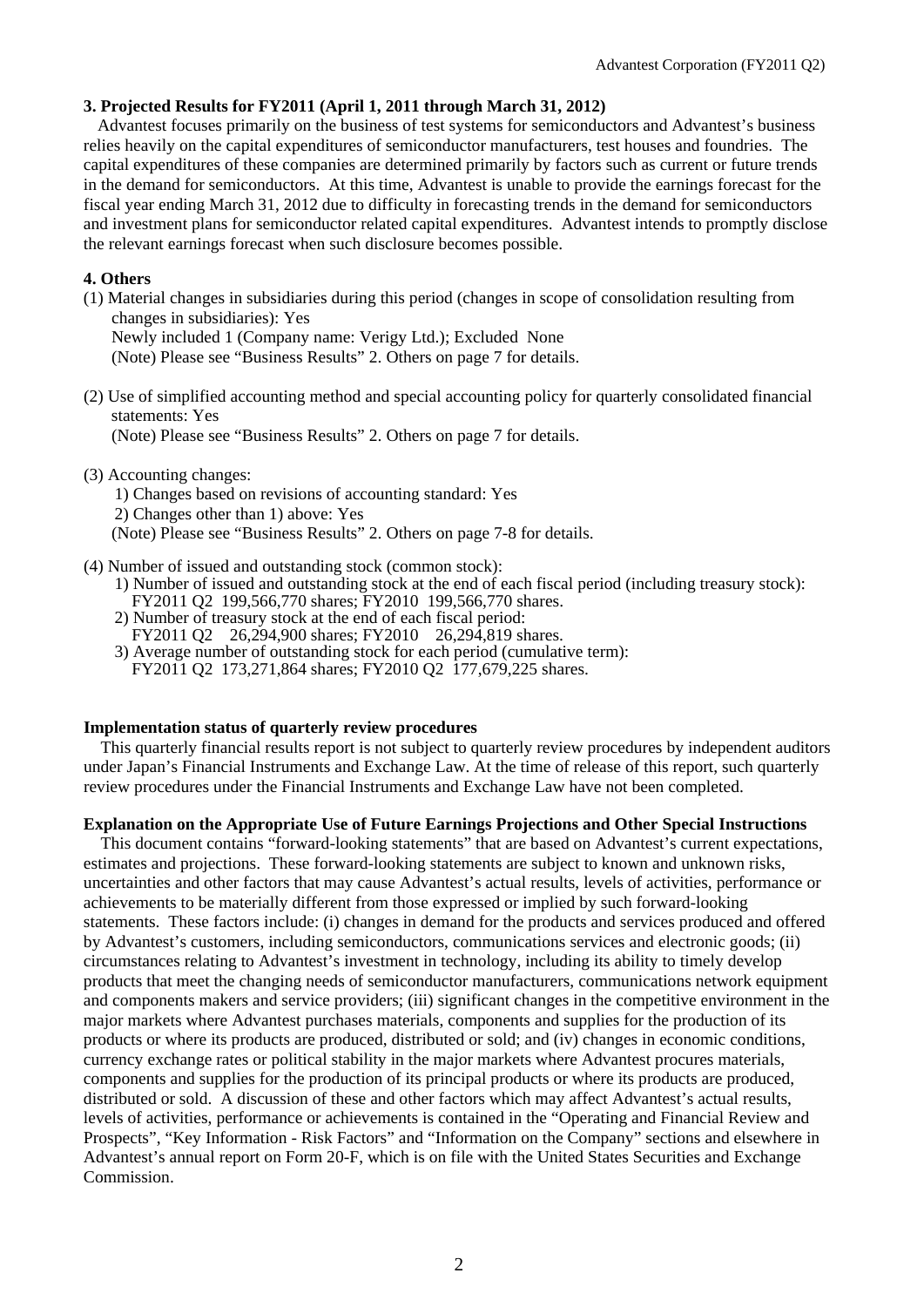### 3. Projected Results for FY2011 (April 1, 2011 through March 31, 2012)

Advantest focuses primarily on the business of test systems for semiconductors and Advantest's business relies heavily on the capital expenditures of semiconductor manufacturers, test houses and foundries. The capital expenditures of these companies are determined primarily by factors such as current or future trends in the demand for semiconductors. At this time, Advantest is unable to provide the earnings forecast for the fiscal year ending March 31, 2012 due to difficulty in forecasting trends in the demand for semiconductors and investment plans for semiconductor related capital expenditures. Advantest intends to promptly disclose the relevant earnings forecast when such disclosure becomes possible.

### 4. Others

(1) Material changes in subsidiaries during this period (changes in scope of consolidation resulting from changes in subsidiaries): Yes
Newly included 1 (Company name: Verigy Ltd.); Excluded None
(Note) Please see "Business Results" 2. Others on page 7 for details.

(2) Use of simplified accounting method and special accounting policy for quarterly consolidated financial statements: Yes
(Note) Please see "Business Results" 2. Others on page 7 for details.

(3) Accounting changes:
1) Changes based on revisions of accounting standard: Yes
2) Changes other than 1) above: Yes
(Note) Please see "Business Results" 2. Others on page 7-8 for details.

(4) Number of issued and outstanding stock (common stock):
1) Number of issued and outstanding stock at the end of each fiscal period (including treasury stock):
FY2011 Q2 199,566,770 shares; FY2010 199,566,770 shares.
2) Number of treasury stock at the end of each fiscal period:
FY2011 Q2 26,294,900 shares; FY2010 26,294,819 shares.
3) Average number of outstanding stock for each period (cumulative term):
FY2011 Q2 173,271,864 shares; FY2010 Q2 177,679,225 shares.

**Implementation status of quarterly review procedures**

This quarterly financial results report is not subject to quarterly review procedures by independent auditors under Japan's Financial Instruments and Exchange Law. At the time of release of this report, such quarterly review procedures under the Financial Instruments and Exchange Law have not been completed.

**Explanation on the Appropriate Use of Future Earnings Projections and Other Special Instructions**

This document contains "forward-looking statements" that are based on Advantest's current expectations, estimates and projections. These forward-looking statements are subject to known and unknown risks, uncertainties and other factors that may cause Advantest's actual results, levels of activities, performance or achievements to be materially different from those expressed or implied by such forward-looking statements. These factors include: (i) changes in demand for the products and services produced and offered by Advantest's customers, including semiconductors, communications services and electronic goods; (ii) circumstances relating to Advantest's investment in technology, including its ability to timely develop products that meet the changing needs of semiconductor manufacturers, communications network equipment and components makers and service providers; (iii) significant changes in the competitive environment in the major markets where Advantest purchases materials, components and supplies for the production of its products or where its products are produced, distributed or sold; and (iv) changes in economic conditions, currency exchange rates or political stability in the major markets where Advantest procures materials, components and supplies for the production of its principal products or where its products are produced, distributed or sold. A discussion of these and other factors which may affect Advantest's actual results, levels of activities, performance or achievements is contained in the "Operating and Financial Review and Prospects", "Key Information - Risk Factors" and "Information on the Company" sections and elsewhere in Advantest's annual report on Form 20-F, which is on file with the United States Securities and Exchange Commission.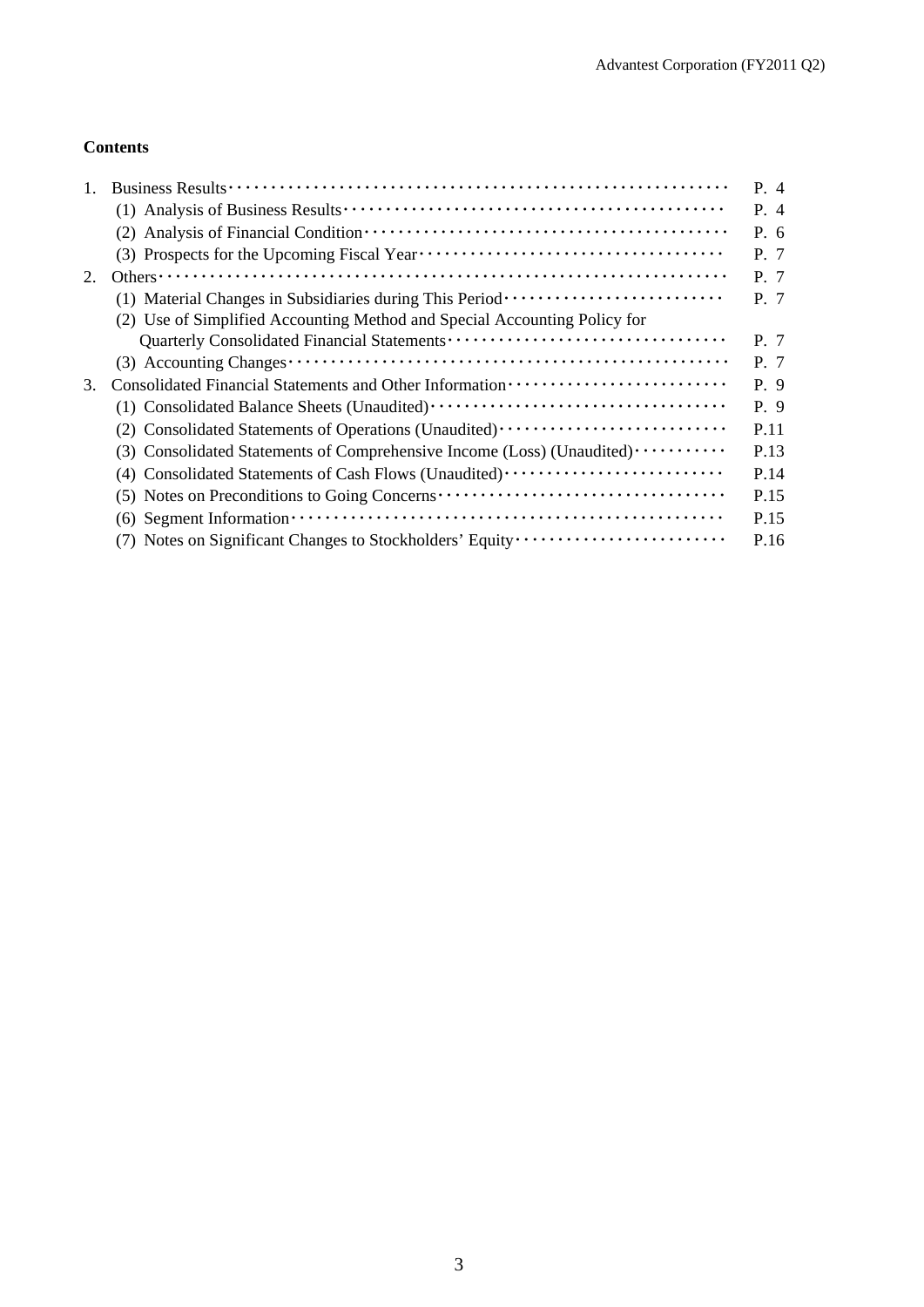**Contents**

1. Business Results ··· P. 4
   - (1) Analysis of Business Results ··· P. 4
   - (2) Analysis of Financial Condition ··· P. 6
   - (3) Prospects for the Upcoming Fiscal Year ··· P. 7
2. Others ··· P. 7
   - (1) Material Changes in Subsidiaries during This Period ··· P. 7
   - (2) Use of Simplified Accounting Method and Special Accounting Policy for Quarterly Consolidated Financial Statements ··· P. 7
   - (3) Accounting Changes ··· P. 7
3. Consolidated Financial Statements and Other Information ··· P. 9
   - (1) Consolidated Balance Sheets (Unaudited) ··· P. 9
   - (2) Consolidated Statements of Operations (Unaudited) ··· P.11
   - (3) Consolidated Statements of Comprehensive Income (Loss) (Unaudited) ··· P.13
   - (4) Consolidated Statements of Cash Flows (Unaudited) ··· P.14
   - (5) Notes on Preconditions to Going Concerns ··· P.15
   - (6) Segment Information ··· P.15
   - (7) Notes on Significant Changes to Stockholders' Equity ··· P.16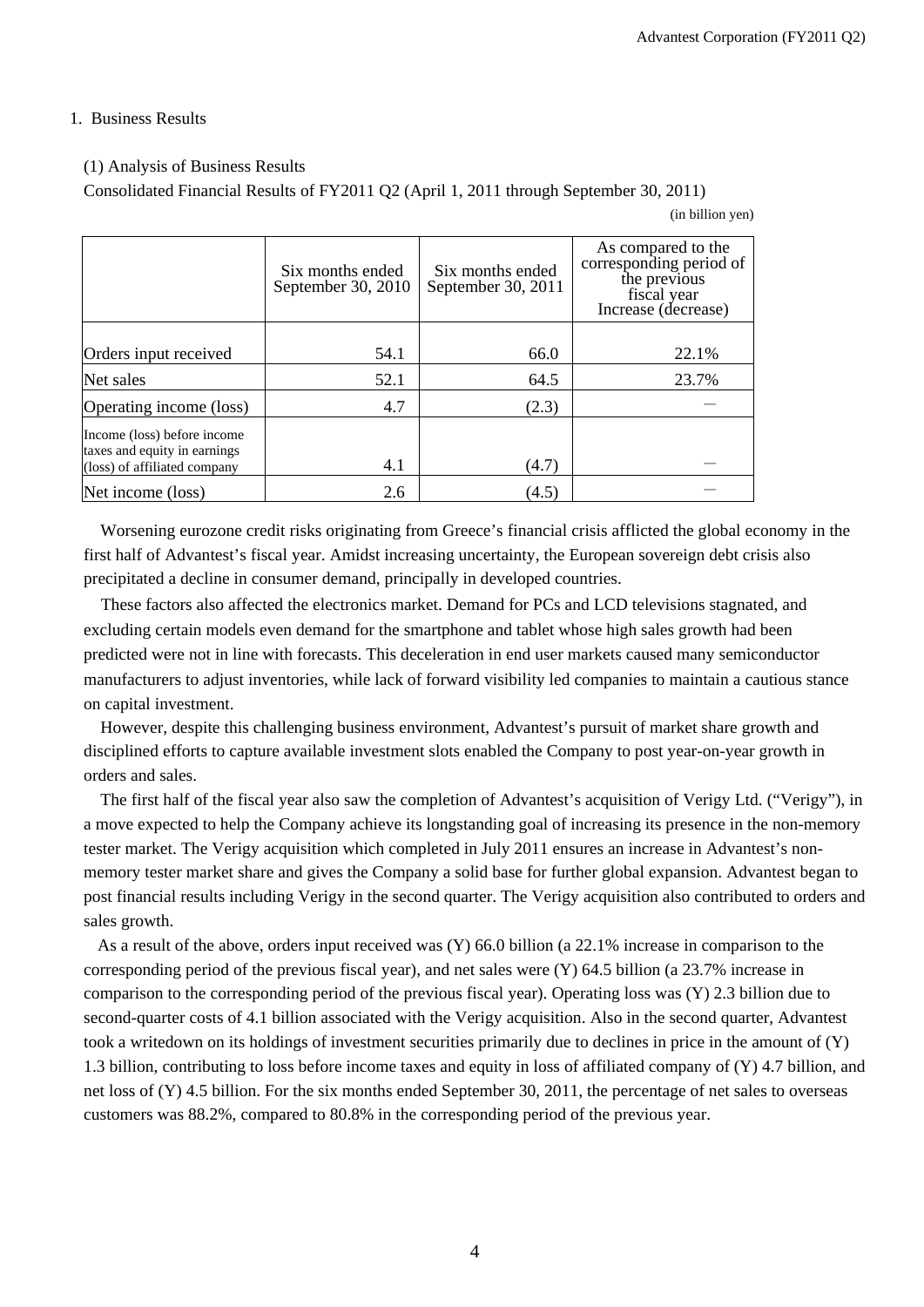1. Business Results

(1) Analysis of Business Results

Consolidated Financial Results of FY2011 Q2 (April 1, 2011 through September 30, 2011)

(in billion yen)

| | Six months ended September 30, 2010 | Six months ended September 30, 2011 | As compared to the corresponding period of the previous fiscal year Increase (decrease) |
|---|---|---|---|
| Orders input received | 54.1 | 66.0 | 22.1% |
| Net sales | 52.1 | 64.5 | 23.7% |
| Operating income (loss) | 4.7 | (2.3) | — |
| Income (loss) before income taxes and equity in earnings (loss) of affiliated company | 4.1 | (4.7) | — |
| Net income (loss) | 2.6 | (4.5) | — |

Worsening eurozone credit risks originating from Greece's financial crisis afflicted the global economy in the first half of Advantest's fiscal year. Amidst increasing uncertainty, the European sovereign debt crisis also precipitated a decline in consumer demand, principally in developed countries.

These factors also affected the electronics market. Demand for PCs and LCD televisions stagnated, and excluding certain models even demand for the smartphone and tablet whose high sales growth had been predicted were not in line with forecasts. This deceleration in end user markets caused many semiconductor manufacturers to adjust inventories, while lack of forward visibility led companies to maintain a cautious stance on capital investment.

However, despite this challenging business environment, Advantest's pursuit of market share growth and disciplined efforts to capture available investment slots enabled the Company to post year-on-year growth in orders and sales.

The first half of the fiscal year also saw the completion of Advantest's acquisition of Verigy Ltd. ("Verigy"), in a move expected to help the Company achieve its longstanding goal of increasing its presence in the non-memory tester market. The Verigy acquisition which completed in July 2011 ensures an increase in Advantest's non-memory tester market share and gives the Company a solid base for further global expansion. Advantest began to post financial results including Verigy in the second quarter. The Verigy acquisition also contributed to orders and sales growth.

As a result of the above, orders input received was (Y) 66.0 billion (a 22.1% increase in comparison to the corresponding period of the previous fiscal year), and net sales were (Y) 64.5 billion (a 23.7% increase in comparison to the corresponding period of the previous fiscal year). Operating loss was (Y) 2.3 billion due to second-quarter costs of 4.1 billion associated with the Verigy acquisition. Also in the second quarter, Advantest took a writedown on its holdings of investment securities primarily due to declines in price in the amount of (Y) 1.3 billion, contributing to loss before income taxes and equity in loss of affiliated company of (Y) 4.7 billion, and net loss of (Y) 4.5 billion. For the six months ended September 30, 2011, the percentage of net sales to overseas customers was 88.2%, compared to 80.8% in the corresponding period of the previous year.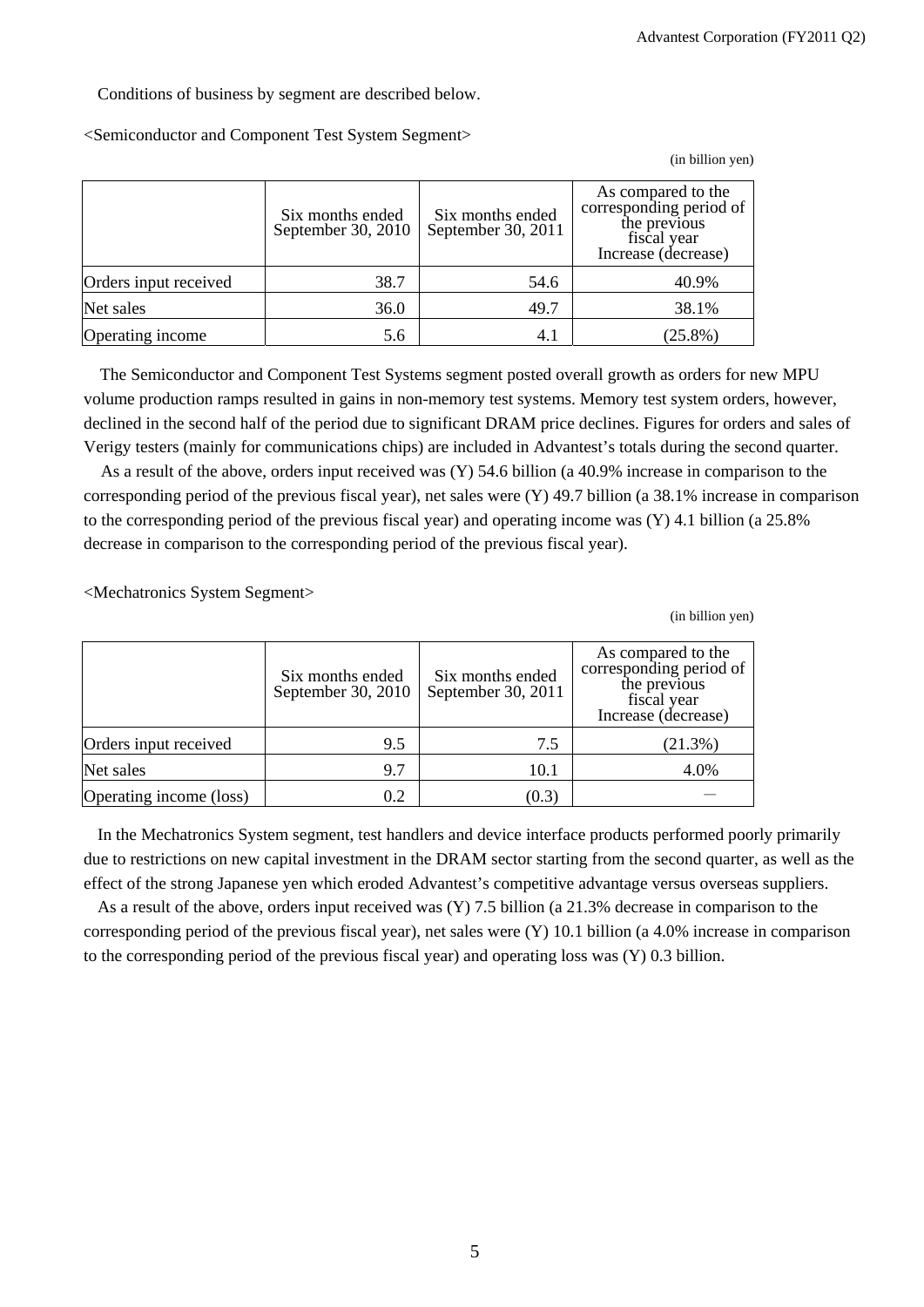Conditions of business by segment are described below.

<Semiconductor and Component Test System Segment>

(in billion yen)

| | Six months ended September 30, 2010 | Six months ended September 30, 2011 | As compared to the corresponding period of the previous fiscal year Increase (decrease) |
|---|---|---|---|
| Orders input received | 38.7 | 54.6 | 40.9% |
| Net sales | 36.0 | 49.7 | 38.1% |
| Operating income | 5.6 | 4.1 | (25.8%) |

The Semiconductor and Component Test Systems segment posted overall growth as orders for new MPU volume production ramps resulted in gains in non-memory test systems. Memory test system orders, however, declined in the second half of the period due to significant DRAM price declines. Figures for orders and sales of Verigy testers (mainly for communications chips) are included in Advantest's totals during the second quarter.

As a result of the above, orders input received was (Y) 54.6 billion (a 40.9% increase in comparison to the corresponding period of the previous fiscal year), net sales were (Y) 49.7 billion (a 38.1% increase in comparison to the corresponding period of the previous fiscal year) and operating income was (Y) 4.1 billion (a 25.8% decrease in comparison to the corresponding period of the previous fiscal year).

<Mechatronics System Segment>

(in billion yen)

| | Six months ended September 30, 2010 | Six months ended September 30, 2011 | As compared to the corresponding period of the previous fiscal year Increase (decrease) |
|---|---|---|---|
| Orders input received | 9.5 | 7.5 | (21.3%) |
| Net sales | 9.7 | 10.1 | 4.0% |
| Operating income (loss) | 0.2 | (0.3) | — |

In the Mechatronics System segment, test handlers and device interface products performed poorly primarily due to restrictions on new capital investment in the DRAM sector starting from the second quarter, as well as the effect of the strong Japanese yen which eroded Advantest's competitive advantage versus overseas suppliers.

As a result of the above, orders input received was (Y) 7.5 billion (a 21.3% decrease in comparison to the corresponding period of the previous fiscal year), net sales were (Y) 10.1 billion (a 4.0% increase in comparison to the corresponding period of the previous fiscal year) and operating loss was (Y) 0.3 billion.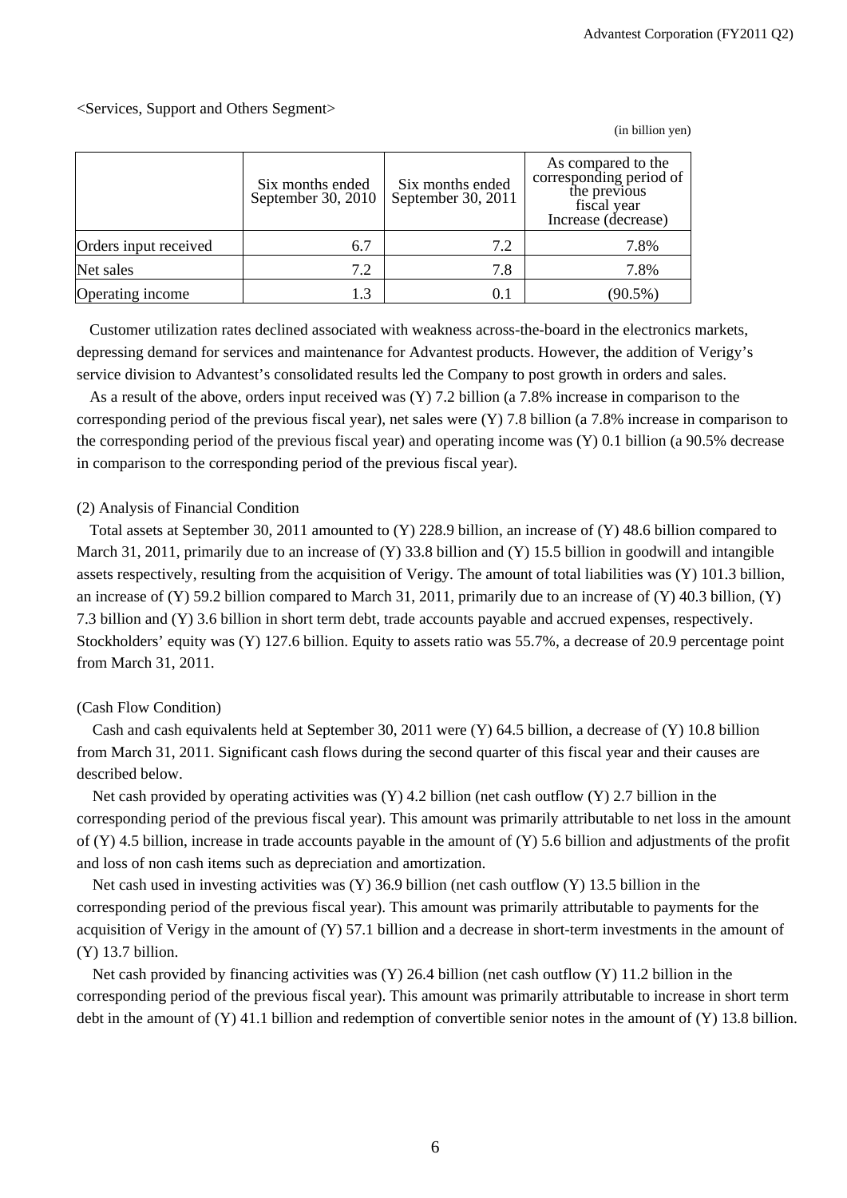<Services, Support and Others Segment>

(in billion yen)

| | Six months ended September 30, 2010 | Six months ended September 30, 2011 | As compared to the corresponding period of the previous fiscal year Increase (decrease) |
|---|---|---|---|
| Orders input received | 6.7 | 7.2 | 7.8% |
| Net sales | 7.2 | 7.8 | 7.8% |
| Operating income | 1.3 | 0.1 | (90.5%) |

Customer utilization rates declined associated with weakness across-the-board in the electronics markets, depressing demand for services and maintenance for Advantest products. However, the addition of Verigy's service division to Advantest's consolidated results led the Company to post growth in orders and sales.

As a result of the above, orders input received was (Y) 7.2 billion (a 7.8% increase in comparison to the corresponding period of the previous fiscal year), net sales were (Y) 7.8 billion (a 7.8% increase in comparison to the corresponding period of the previous fiscal year) and operating income was (Y) 0.1 billion (a 90.5% decrease in comparison to the corresponding period of the previous fiscal year).

(2) Analysis of Financial Condition

Total assets at September 30, 2011 amounted to (Y) 228.9 billion, an increase of (Y) 48.6 billion compared to March 31, 2011, primarily due to an increase of (Y) 33.8 billion and (Y) 15.5 billion in goodwill and intangible assets respectively, resulting from the acquisition of Verigy. The amount of total liabilities was (Y) 101.3 billion, an increase of (Y) 59.2 billion compared to March 31, 2011, primarily due to an increase of (Y) 40.3 billion, (Y) 7.3 billion and (Y) 3.6 billion in short term debt, trade accounts payable and accrued expenses, respectively. Stockholders' equity was (Y) 127.6 billion. Equity to assets ratio was 55.7%, a decrease of 20.9 percentage point from March 31, 2011.

(Cash Flow Condition)

Cash and cash equivalents held at September 30, 2011 were (Y) 64.5 billion, a decrease of (Y) 10.8 billion from March 31, 2011. Significant cash flows during the second quarter of this fiscal year and their causes are described below.

Net cash provided by operating activities was (Y) 4.2 billion (net cash outflow (Y) 2.7 billion in the corresponding period of the previous fiscal year). This amount was primarily attributable to net loss in the amount of (Y) 4.5 billion, increase in trade accounts payable in the amount of (Y) 5.6 billion and adjustments of the profit and loss of non cash items such as depreciation and amortization.

Net cash used in investing activities was (Y) 36.9 billion (net cash outflow (Y) 13.5 billion in the corresponding period of the previous fiscal year). This amount was primarily attributable to payments for the acquisition of Verigy in the amount of (Y) 57.1 billion and a decrease in short-term investments in the amount of (Y) 13.7 billion.

Net cash provided by financing activities was (Y) 26.4 billion (net cash outflow (Y) 11.2 billion in the corresponding period of the previous fiscal year). This amount was primarily attributable to increase in short term debt in the amount of (Y) 41.1 billion and redemption of convertible senior notes in the amount of (Y) 13.8 billion.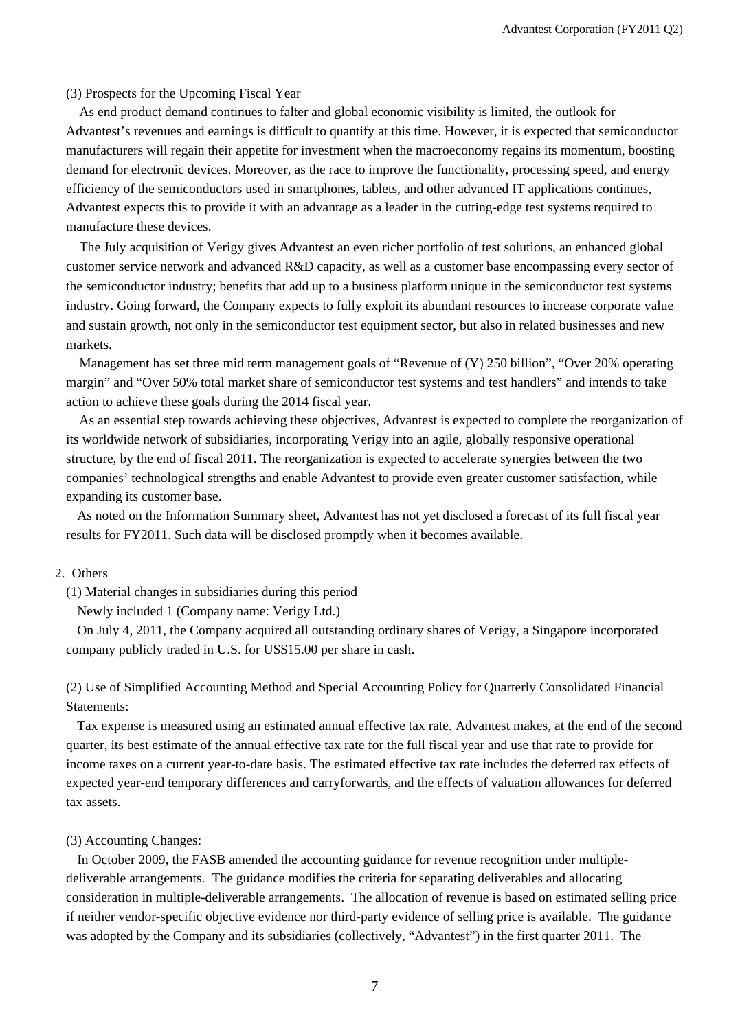(3) Prospects for the Upcoming Fiscal Year

As end product demand continues to falter and global economic visibility is limited, the outlook for Advantest's revenues and earnings is difficult to quantify at this time. However, it is expected that semiconductor manufacturers will regain their appetite for investment when the macroeconomy regains its momentum, boosting demand for electronic devices. Moreover, as the race to improve the functionality, processing speed, and energy efficiency of the semiconductors used in smartphones, tablets, and other advanced IT applications continues, Advantest expects this to provide it with an advantage as a leader in the cutting-edge test systems required to manufacture these devices.

The July acquisition of Verigy gives Advantest an even richer portfolio of test solutions, an enhanced global customer service network and advanced R&D capacity, as well as a customer base encompassing every sector of the semiconductor industry; benefits that add up to a business platform unique in the semiconductor test systems industry. Going forward, the Company expects to fully exploit its abundant resources to increase corporate value and sustain growth, not only in the semiconductor test equipment sector, but also in related businesses and new markets.

Management has set three mid term management goals of "Revenue of (Y) 250 billion", "Over 20% operating margin" and "Over 50% total market share of semiconductor test systems and test handlers" and intends to take action to achieve these goals during the 2014 fiscal year.

As an essential step towards achieving these objectives, Advantest is expected to complete the reorganization of its worldwide network of subsidiaries, incorporating Verigy into an agile, globally responsive operational structure, by the end of fiscal 2011. The reorganization is expected to accelerate synergies between the two companies' technological strengths and enable Advantest to provide even greater customer satisfaction, while expanding its customer base.

As noted on the Information Summary sheet, Advantest has not yet disclosed a forecast of its full fiscal year results for FY2011. Such data will be disclosed promptly when it becomes available.

2. Others

(1) Material changes in subsidiaries during this period

Newly included 1 (Company name: Verigy Ltd.)

On July 4, 2011, the Company acquired all outstanding ordinary shares of Verigy, a Singapore incorporated company publicly traded in U.S. for US$15.00 per share in cash.

(2) Use of Simplified Accounting Method and Special Accounting Policy for Quarterly Consolidated Financial Statements:

Tax expense is measured using an estimated annual effective tax rate. Advantest makes, at the end of the second quarter, its best estimate of the annual effective tax rate for the full fiscal year and use that rate to provide for income taxes on a current year-to-date basis. The estimated effective tax rate includes the deferred tax effects of expected year-end temporary differences and carryforwards, and the effects of valuation allowances for deferred tax assets.

(3) Accounting Changes:

In October 2009, the FASB amended the accounting guidance for revenue recognition under multiple-deliverable arrangements. The guidance modifies the criteria for separating deliverables and allocating consideration in multiple-deliverable arrangements. The allocation of revenue is based on estimated selling price if neither vendor-specific objective evidence nor third-party evidence of selling price is available. The guidance was adopted by the Company and its subsidiaries (collectively, "Advantest") in the first quarter 2011. The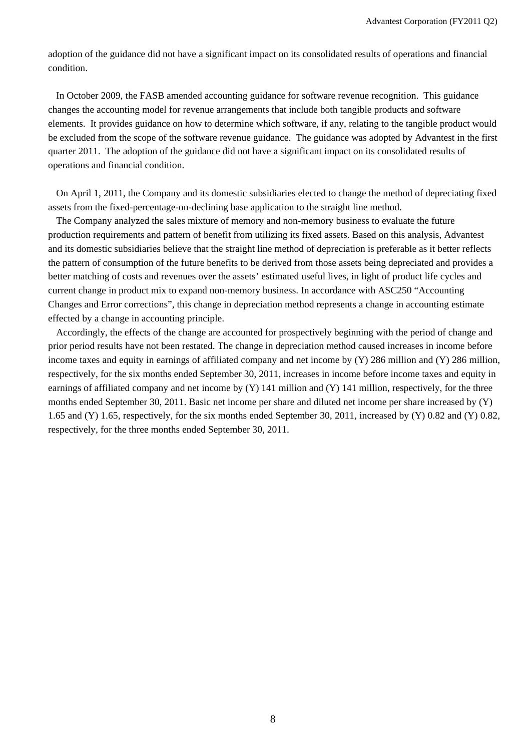adoption of the guidance did not have a significant impact on its consolidated results of operations and financial condition.

In October 2009, the FASB amended accounting guidance for software revenue recognition. This guidance changes the accounting model for revenue arrangements that include both tangible products and software elements. It provides guidance on how to determine which software, if any, relating to the tangible product would be excluded from the scope of the software revenue guidance. The guidance was adopted by Advantest in the first quarter 2011. The adoption of the guidance did not have a significant impact on its consolidated results of operations and financial condition.

On April 1, 2011, the Company and its domestic subsidiaries elected to change the method of depreciating fixed assets from the fixed-percentage-on-declining base application to the straight line method.

The Company analyzed the sales mixture of memory and non-memory business to evaluate the future production requirements and pattern of benefit from utilizing its fixed assets. Based on this analysis, Advantest and its domestic subsidiaries believe that the straight line method of depreciation is preferable as it better reflects the pattern of consumption of the future benefits to be derived from those assets being depreciated and provides a better matching of costs and revenues over the assets' estimated useful lives, in light of product life cycles and current change in product mix to expand non-memory business. In accordance with ASC250 "Accounting Changes and Error corrections", this change in depreciation method represents a change in accounting estimate effected by a change in accounting principle.

Accordingly, the effects of the change are accounted for prospectively beginning with the period of change and prior period results have not been restated. The change in depreciation method caused increases in income before income taxes and equity in earnings of affiliated company and net income by (Y) 286 million and (Y) 286 million, respectively, for the six months ended September 30, 2011, increases in income before income taxes and equity in earnings of affiliated company and net income by (Y) 141 million and (Y) 141 million, respectively, for the three months ended September 30, 2011. Basic net income per share and diluted net income per share increased by (Y) 1.65 and (Y) 1.65, respectively, for the six months ended September 30, 2011, increased by (Y) 0.82 and (Y) 0.82, respectively, for the three months ended September 30, 2011.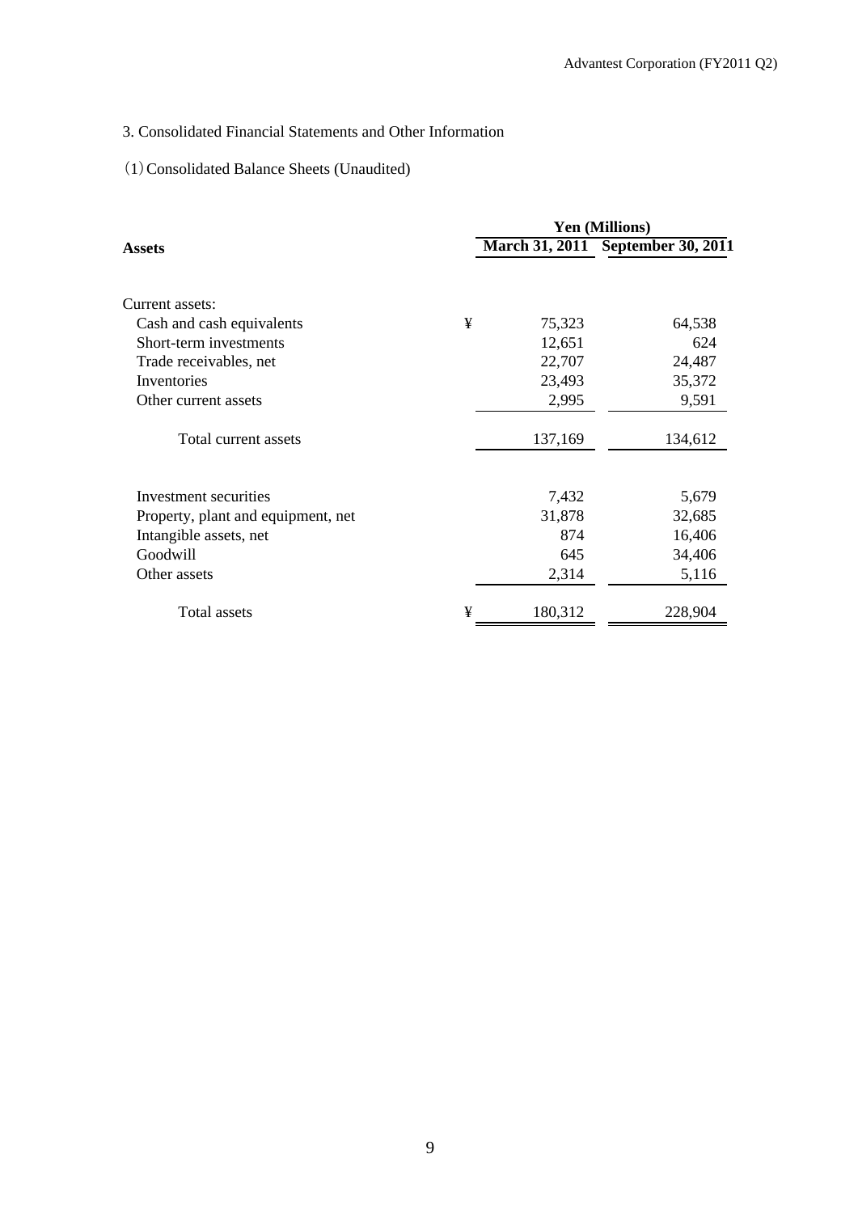## 3. Consolidated Financial Statements and Other Information

### (1) Consolidated Balance Sheets (Unaudited)

| **Assets** | | **Yen (Millions)** | |
|---|---|---|---|
| | | **March 31, 2011** | **September 30, 2011** |
| Current assets: | | | |
| Cash and cash equivalents | ¥ | 75,323 | 64,538 |
| Short-term investments | | 12,651 | 624 |
| Trade receivables, net | | 22,707 | 24,487 |
| Inventories | | 23,493 | 35,372 |
| Other current assets | | 2,995 | 9,591 |
| Total current assets | | 137,169 | 134,612 |
| Investment securities | | 7,432 | 5,679 |
| Property, plant and equipment, net | | 31,878 | 32,685 |
| Intangible assets, net | | 874 | 16,406 |
| Goodwill | | 645 | 34,406 |
| Other assets | | 2,314 | 5,116 |
| Total assets | ¥ | 180,312 | 228,904 |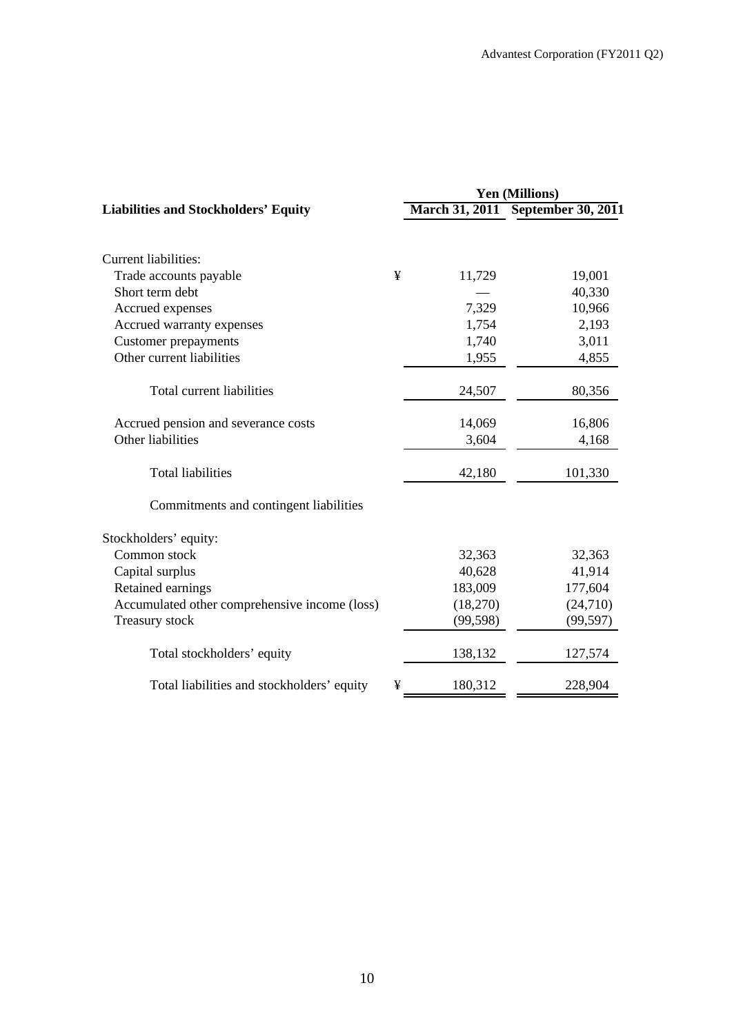| Liabilities and Stockholders' Equity | | Yen (Millions) | |
|---|---|---|---|
| | | March 31, 2011 | September 30, 2011 |
| Current liabilities: | | | |
| Trade accounts payable | ¥ | 11,729 | 19,001 |
| Short term debt | | — | 40,330 |
| Accrued expenses | | 7,329 | 10,966 |
| Accrued warranty expenses | | 1,754 | 2,193 |
| Customer prepayments | | 1,740 | 3,011 |
| Other current liabilities | | 1,955 | 4,855 |
| Total current liabilities | | 24,507 | 80,356 |
| Accrued pension and severance costs | | 14,069 | 16,806 |
| Other liabilities | | 3,604 | 4,168 |
| Total liabilities | | 42,180 | 101,330 |
| Commitments and contingent liabilities | | | |
| Stockholders' equity: | | | |
| Common stock | | 32,363 | 32,363 |
| Capital surplus | | 40,628 | 41,914 |
| Retained earnings | | 183,009 | 177,604 |
| Accumulated other comprehensive income (loss) | | (18,270) | (24,710) |
| Treasury stock | | (99,598) | (99,597) |
| Total stockholders' equity | | 138,132 | 127,574 |
| Total liabilities and stockholders' equity | ¥ | 180,312 | 228,904 |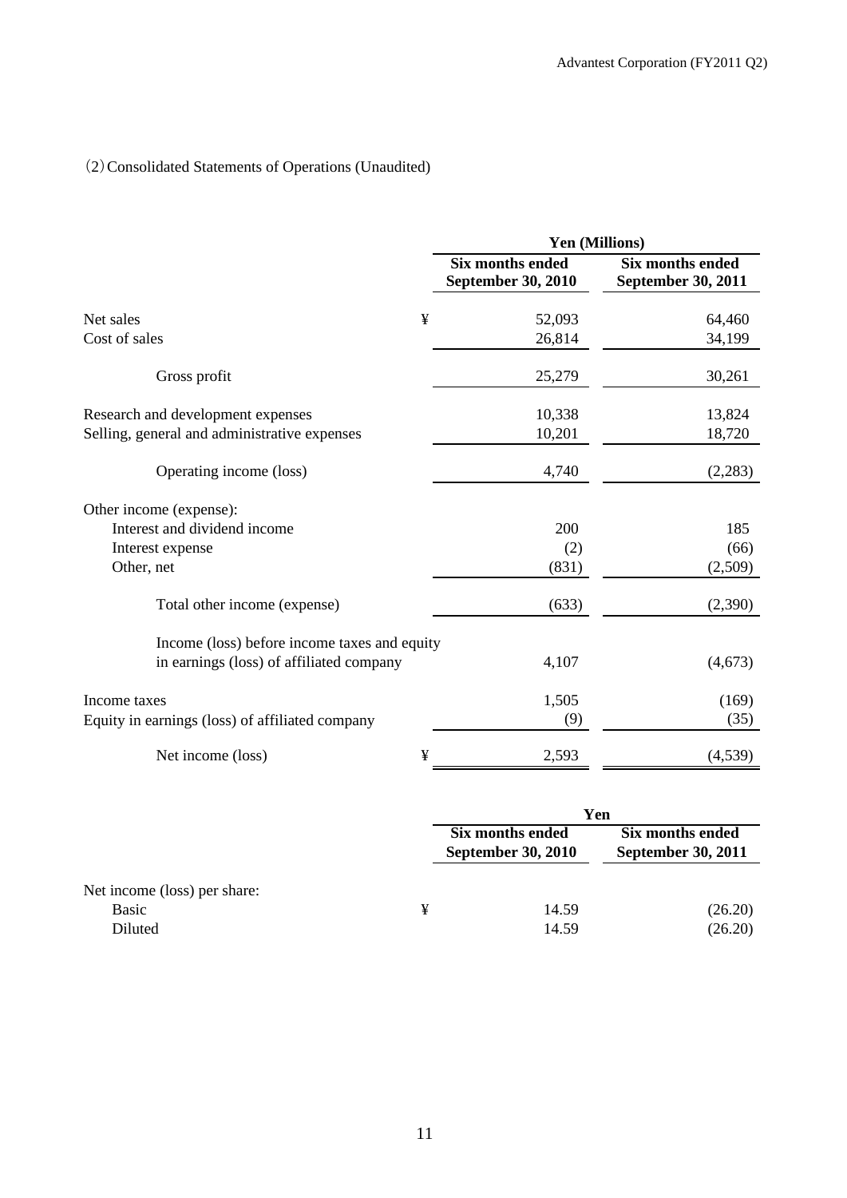(2) Consolidated Statements of Operations (Unaudited)

| | | Yen (Millions) | |
|---|---|---|---|
| | | Six months ended September 30, 2010 | Six months ended September 30, 2011 |
| Net sales | ¥ | 52,093 | 64,460 |
| Cost of sales | | 26,814 | 34,199 |
| Gross profit | | 25,279 | 30,261 |
| Research and development expenses | | 10,338 | 13,824 |
| Selling, general and administrative expenses | | 10,201 | 18,720 |
| Operating income (loss) | | 4,740 | (2,283) |
| Other income (expense): | | | |
| Interest and dividend income | | 200 | 185 |
| Interest expense | | (2) | (66) |
| Other, net | | (831) | (2,509) |
| Total other income (expense) | | (633) | (2,390) |
| Income (loss) before income taxes and equity in earnings (loss) of affiliated company | | 4,107 | (4,673) |
| Income taxes | | 1,505 | (169) |
| Equity in earnings (loss) of affiliated company | | (9) | (35) |
| Net income (loss) | ¥ | 2,593 | (4,539) |

| | | Yen | |
|---|---|---|---|
| | | Six months ended September 30, 2010 | Six months ended September 30, 2011 |
| Net income (loss) per share: | | | |
| Basic | ¥ | 14.59 | (26.20) |
| Diluted | | 14.59 | (26.20) |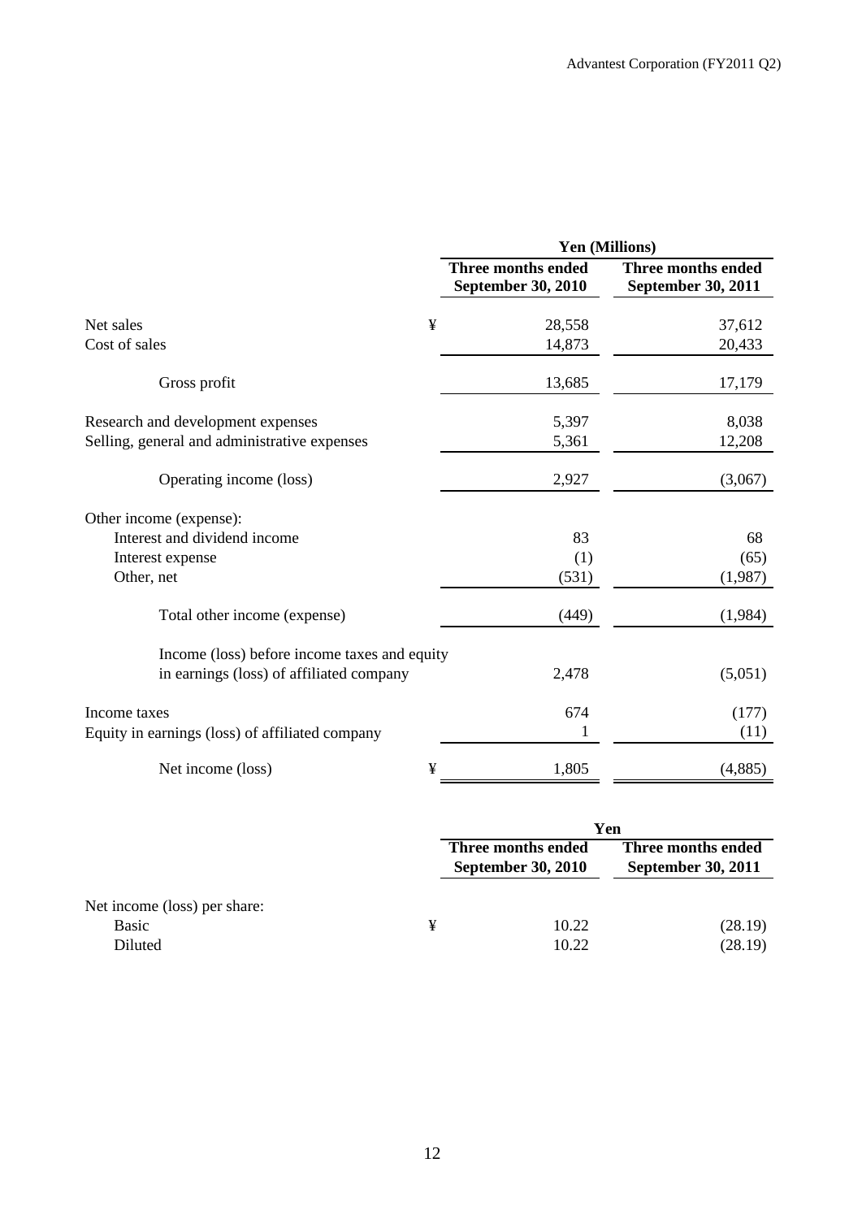| | | Yen (Millions) | |
|---|---|---|---|
| | | Three months ended September 30, 2010 | Three months ended September 30, 2011 |
| Net sales | ¥ | 28,558 | 37,612 |
| Cost of sales | | 14,873 | 20,433 |
| Gross profit | | 13,685 | 17,179 |
| Research and development expenses | | 5,397 | 8,038 |
| Selling, general and administrative expenses | | 5,361 | 12,208 |
| Operating income (loss) | | 2,927 | (3,067) |
| Other income (expense): | | | |
| Interest and dividend income | | 83 | 68 |
| Interest expense | | (1) | (65) |
| Other, net | | (531) | (1,987) |
| Total other income (expense) | | (449) | (1,984) |
| Income (loss) before income taxes and equity in earnings (loss) of affiliated company | | 2,478 | (5,051) |
| Income taxes | | 674 | (177) |
| Equity in earnings (loss) of affiliated company | | 1 | (11) |
| Net income (loss) | ¥ | 1,805 | (4,885) |

| | | Yen | |
|---|---|---|---|
| | | Three months ended September 30, 2010 | Three months ended September 30, 2011 |
| Net income (loss) per share: | | | |
| Basic | ¥ | 10.22 | (28.19) |
| Diluted | | 10.22 | (28.19) |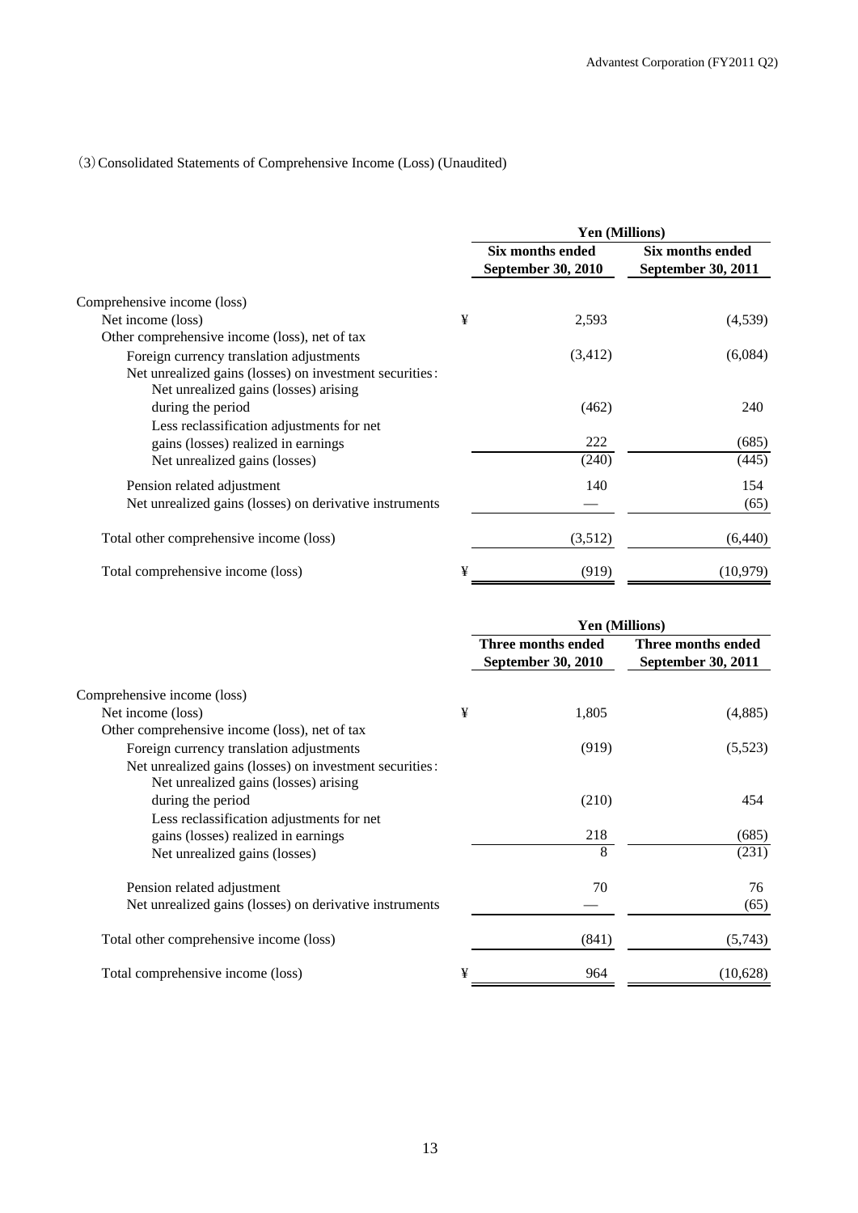(3) Consolidated Statements of Comprehensive Income (Loss) (Unaudited)

| | | Yen (Millions) | |
|---|---|---|---|
| | | Six months ended September 30, 2010 | Six months ended September 30, 2011 |
| Comprehensive income (loss) | | | |
| Net income (loss) | ¥ | 2,593 | (4,539) |
| Other comprehensive income (loss), net of tax | | | |
| Foreign currency translation adjustments | | (3,412) | (6,084) |
| Net unrealized gains (losses) on investment securities: | | | |
| Net unrealized gains (losses) arising during the period | | (462) | 240 |
| Less reclassification adjustments for net gains (losses) realized in earnings | | 222 | (685) |
| Net unrealized gains (losses) | | (240) | (445) |
| Pension related adjustment | | 140 | 154 |
| Net unrealized gains (losses) on derivative instruments | | — | (65) |
| Total other comprehensive income (loss) | | (3,512) | (6,440) |
| Total comprehensive income (loss) | ¥ | (919) | (10,979) |

| | | Yen (Millions) | |
|---|---|---|---|
| | | Three months ended September 30, 2010 | Three months ended September 30, 2011 |
| Comprehensive income (loss) | | | |
| Net income (loss) | ¥ | 1,805 | (4,885) |
| Other comprehensive income (loss), net of tax | | | |
| Foreign currency translation adjustments | | (919) | (5,523) |
| Net unrealized gains (losses) on investment securities: | | | |
| Net unrealized gains (losses) arising during the period | | (210) | 454 |
| Less reclassification adjustments for net gains (losses) realized in earnings | | 218 | (685) |
| Net unrealized gains (losses) | | 8 | (231) |
| Pension related adjustment | | 70 | 76 |
| Net unrealized gains (losses) on derivative instruments | | — | (65) |
| Total other comprehensive income (loss) | | (841) | (5,743) |
| Total comprehensive income (loss) | ¥ | 964 | (10,628) |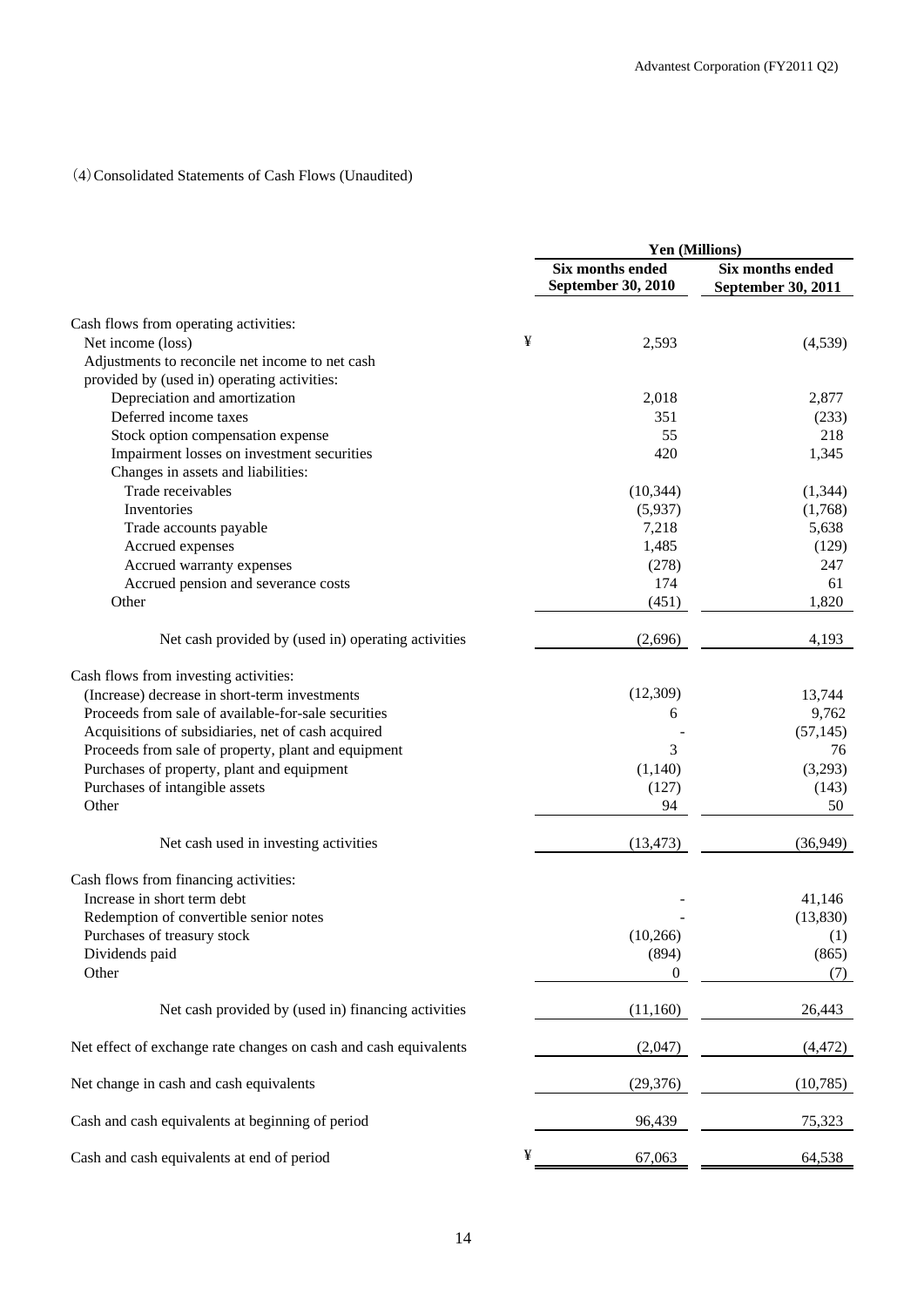(4) Consolidated Statements of Cash Flows (Unaudited)

| | Yen (Millions) | |
|---|---|---|
| | Six months ended September 30, 2010 | Six months ended September 30, 2011 |
| Cash flows from operating activities: | | |
| Net income (loss) | ¥ 2,593 | (4,539) |
| Adjustments to reconcile net income to net cash provided by (used in) operating activities: | | |
| Depreciation and amortization | 2,018 | 2,877 |
| Deferred income taxes | 351 | (233) |
| Stock option compensation expense | 55 | 218 |
| Impairment losses on investment securities | 420 | 1,345 |
| Changes in assets and liabilities: | | |
| Trade receivables | (10,344) | (1,344) |
| Inventories | (5,937) | (1,768) |
| Trade accounts payable | 7,218 | 5,638 |
| Accrued expenses | 1,485 | (129) |
| Accrued warranty expenses | (278) | 247 |
| Accrued pension and severance costs | 174 | 61 |
| Other | (451) | 1,820 |
| Net cash provided by (used in) operating activities | (2,696) | 4,193 |
| Cash flows from investing activities: | | |
| (Increase) decrease in short-term investments | (12,309) | 13,744 |
| Proceeds from sale of available-for-sale securities | 6 | 9,762 |
| Acquisitions of subsidiaries, net of cash acquired | - | (57,145) |
| Proceeds from sale of property, plant and equipment | 3 | 76 |
| Purchases of property, plant and equipment | (1,140) | (3,293) |
| Purchases of intangible assets | (127) | (143) |
| Other | 94 | 50 |
| Net cash used in investing activities | (13,473) | (36,949) |
| Cash flows from financing activities: | | |
| Increase in short term debt | - | 41,146 |
| Redemption of convertible senior notes | - | (13,830) |
| Purchases of treasury stock | (10,266) | (1) |
| Dividends paid | (894) | (865) |
| Other | 0 | (7) |
| Net cash provided by (used in) financing activities | (11,160) | 26,443 |
| Net effect of exchange rate changes on cash and cash equivalents | (2,047) | (4,472) |
| Net change in cash and cash equivalents | (29,376) | (10,785) |
| Cash and cash equivalents at beginning of period | 96,439 | 75,323 |
| Cash and cash equivalents at end of period | ¥ 67,063 | 64,538 |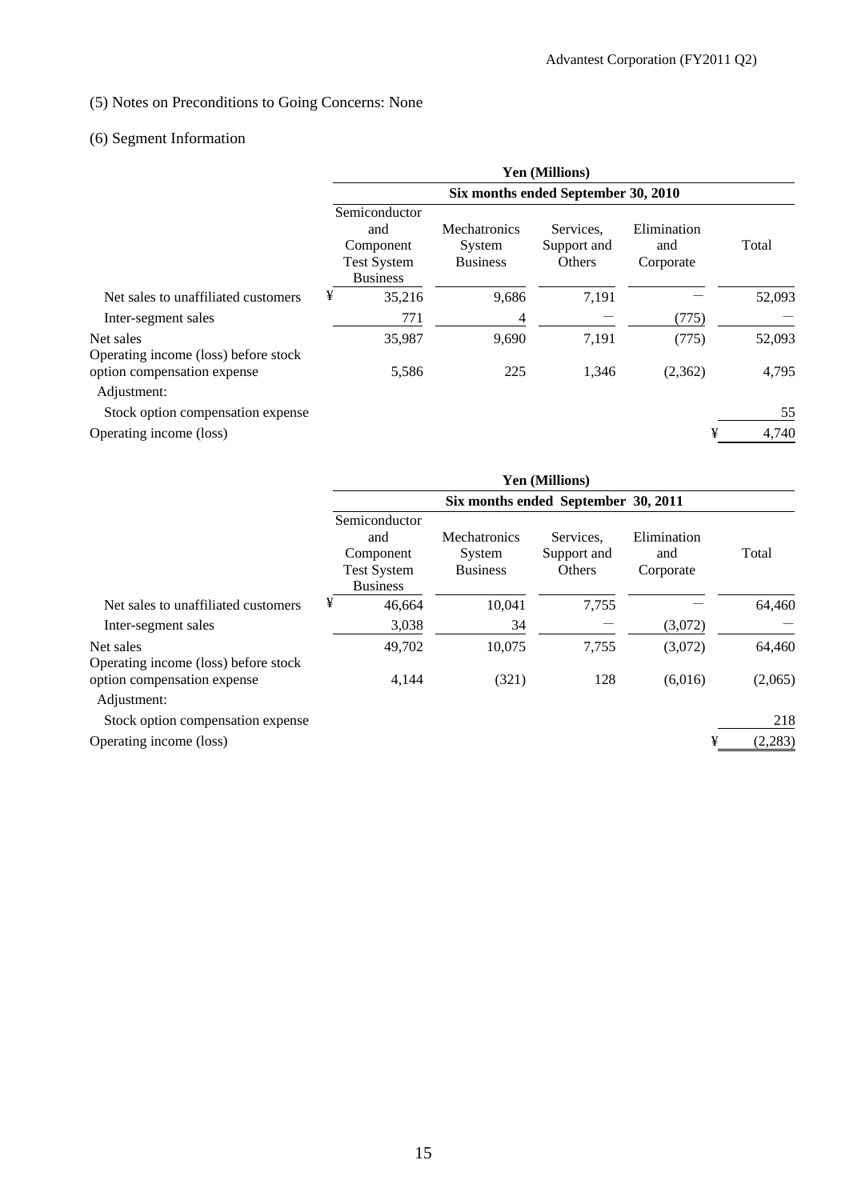(5) Notes on Preconditions to Going Concerns: None

(6) Segment Information

| | Yen (Millions) | | | | |
|---|---|---|---|---|---|
| | Six months ended September 30, 2010 | | | | |
| | Semiconductor and Component Test System Business | Mechatronics System Business | Services, Support and Others | Elimination and Corporate | Total |
| Net sales to unaffiliated customers | ¥ 35,216 | 9,686 | 7,191 | — | 52,093 |
| Inter-segment sales | 771 | 4 | — | (775) | — |
| Net sales | 35,987 | 9,690 | 7,191 | (775) | 52,093 |
| Operating income (loss) before stock option compensation expense | 5,586 | 225 | 1,346 | (2,362) | 4,795 |
| Adjustment: | | | | | |
| Stock option compensation expense | | | | | 55 |
| Operating income (loss) | | | | | ¥ 4,740 |

| | Yen (Millions) | | | | |
|---|---|---|---|---|---|
| | Six months ended September 30, 2011 | | | | |
| | Semiconductor and Component Test System Business | Mechatronics System Business | Services, Support and Others | Elimination and Corporate | Total |
| Net sales to unaffiliated customers | ¥ 46,664 | 10,041 | 7,755 | — | 64,460 |
| Inter-segment sales | 3,038 | 34 | — | (3,072) | — |
| Net sales | 49,702 | 10,075 | 7,755 | (3,072) | 64,460 |
| Operating income (loss) before stock option compensation expense | 4,144 | (321) | 128 | (6,016) | (2,065) |
| Adjustment: | | | | | |
| Stock option compensation expense | | | | | 218 |
| Operating income (loss) | | | | | ¥ (2,283) |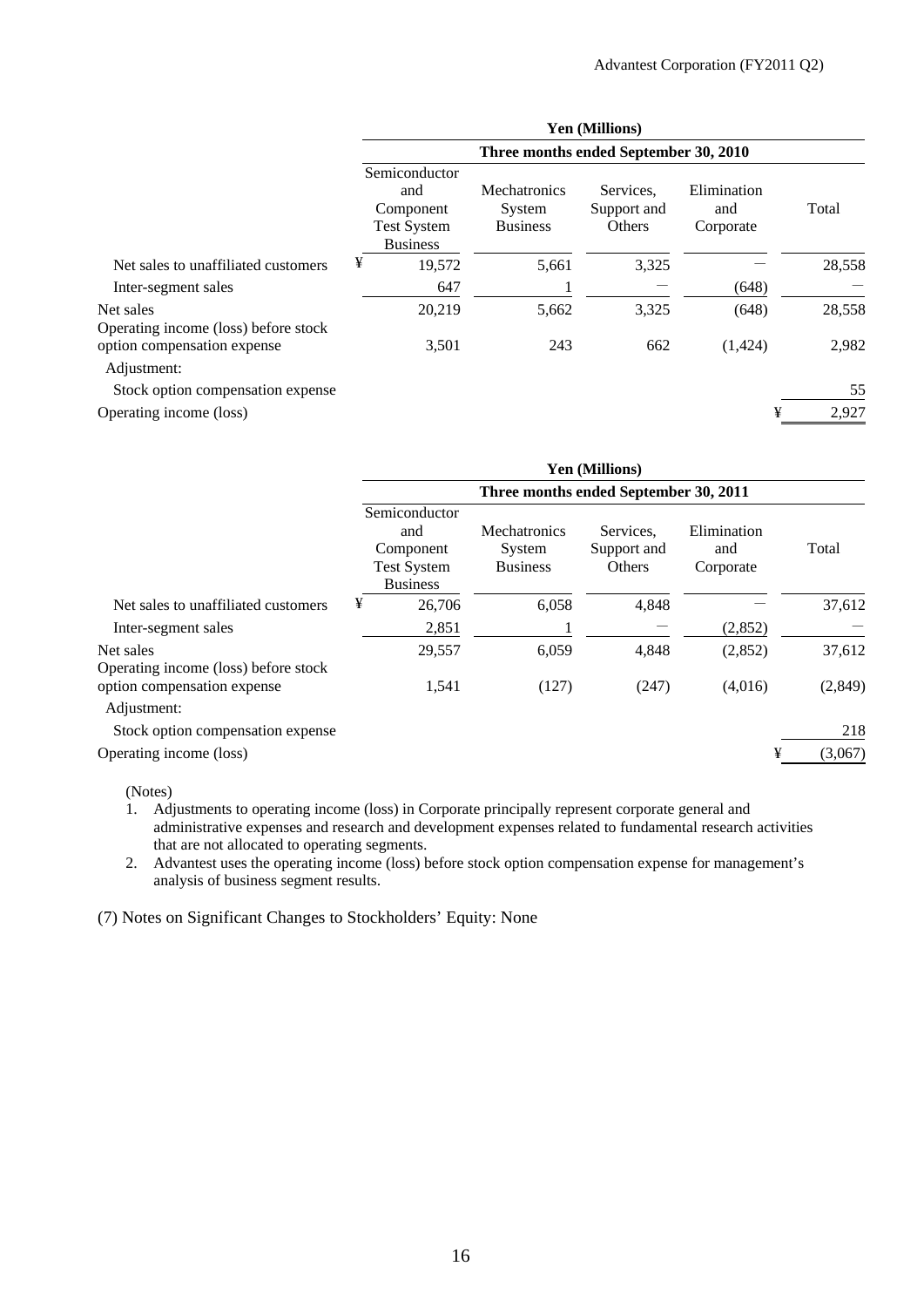| | Yen (Millions) | | | | |
|---|---|---|---|---|---|
| | Three months ended September 30, 2010 | | | | |
| | Semiconductor and Component Test System Business | Mechatronics System Business | Services, Support and Others | Elimination and Corporate | Total |
| Net sales to unaffiliated customers | ¥ 19,572 | 5,661 | 3,325 | ― | 28,558 |
| Inter-segment sales | 647 | 1 | ― | (648) | ― |
| Net sales | 20,219 | 5,662 | 3,325 | (648) | 28,558 |
| Operating income (loss) before stock option compensation expense | 3,501 | 243 | 662 | (1,424) | 2,982 |
| Adjustment: | | | | | |
| Stock option compensation expense | | | | | 55 |
| Operating income (loss) | | | | | ¥ 2,927 |

| | Yen (Millions) | | | | |
|---|---|---|---|---|---|
| | Three months ended September 30, 2011 | | | | |
| | Semiconductor and Component Test System Business | Mechatronics System Business | Services, Support and Others | Elimination and Corporate | Total |
| Net sales to unaffiliated customers | ¥ 26,706 | 6,058 | 4,848 | ― | 37,612 |
| Inter-segment sales | 2,851 | 1 | ― | (2,852) | ― |
| Net sales | 29,557 | 6,059 | 4,848 | (2,852) | 37,612 |
| Operating income (loss) before stock option compensation expense | 1,541 | (127) | (247) | (4,016) | (2,849) |
| Adjustment: | | | | | |
| Stock option compensation expense | | | | | 218 |
| Operating income (loss) | | | | | ¥ (3,067) |

(Notes)

1. Adjustments to operating income (loss) in Corporate principally represent corporate general and administrative expenses and research and development expenses related to fundamental research activities that are not allocated to operating segments.
2. Advantest uses the operating income (loss) before stock option compensation expense for management's analysis of business segment results.

(7) Notes on Significant Changes to Stockholders' Equity: None